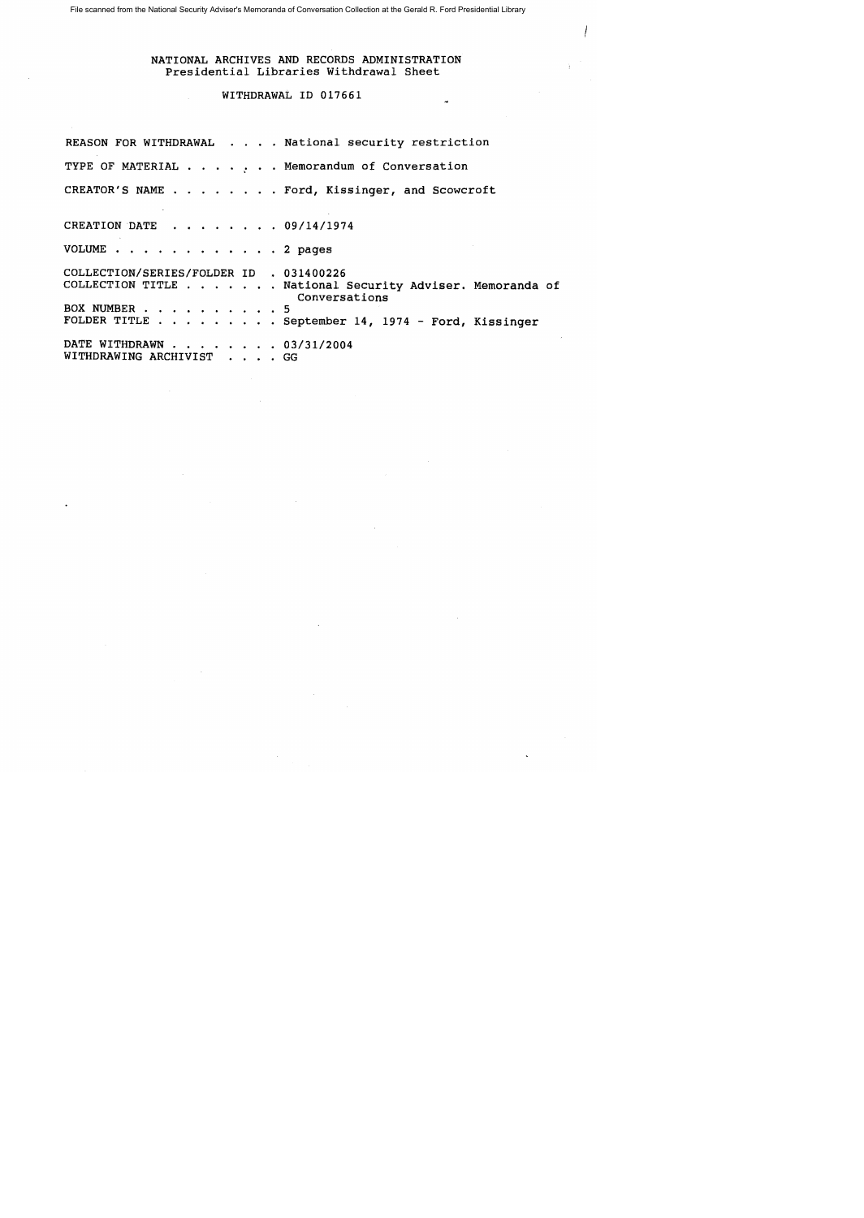File scanned from the National Security Adviser's Memoranda of Conversation Collection at the Gerald R. Ford Presidential Library

# NATIONAL ARCHIVES AND RECORDS ADMINISTRATION
## Presidential Libraries Withdrawal Sheet

### WITHDRAWAL ID 017661

REASON FOR WITHDRAWAL . . . . National security restriction

TYPE OF MATERIAL . . . . . . . Memorandum of Conversation

CREATOR'S NAME . . . . . . . . Ford, Kissinger, and Scowcroft

CREATION DATE . . . . . . . . 09/14/1974

VOLUME . . . . . . . . . . . . 2 pages

COLLECTION/SERIES/FOLDER ID . 031400226
COLLECTION TITLE . . . . . . . National Security Adviser. Memoranda of Conversations
BOX NUMBER . . . . . . . . . . 5
FOLDER TITLE . . . . . . . . . September 14, 1974 - Ford, Kissinger

DATE WITHDRAWN . . . . . . . . 03/31/2004
WITHDRAWING ARCHIVIST . . . . GG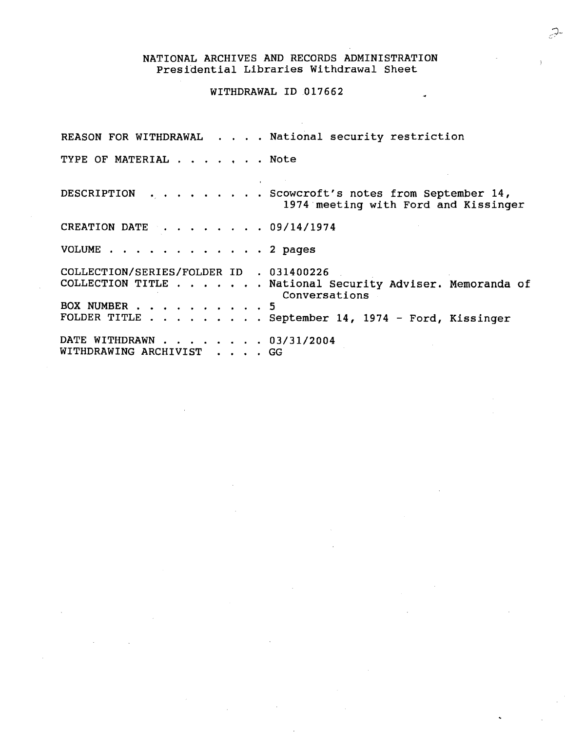NATIONAL ARCHIVES AND RECORDS ADMINISTRATION
Presidential Libraries Withdrawal Sheet

WITHDRAWAL ID 017662

REASON FOR WITHDRAWAL . . . . National security restriction

TYPE OF MATERIAL . . . . . . . Note

DESCRIPTION . . . . . . . . . . Scowcroft's notes from September 14, 1974 meeting with Ford and Kissinger

CREATION DATE . . . . . . . . 09/14/1974

VOLUME . . . . . . . . . . . . 2 pages

COLLECTION/SERIES/FOLDER ID . 031400226
COLLECTION TITLE . . . . . . . National Security Adviser. Memoranda of Conversations
BOX NUMBER . . . . . . . . . . 5
FOLDER TITLE . . . . . . . . . September 14, 1974 - Ford, Kissinger

DATE WITHDRAWN . . . . . . . . 03/31/2004
WITHDRAWING ARCHIVIST . . . . GG